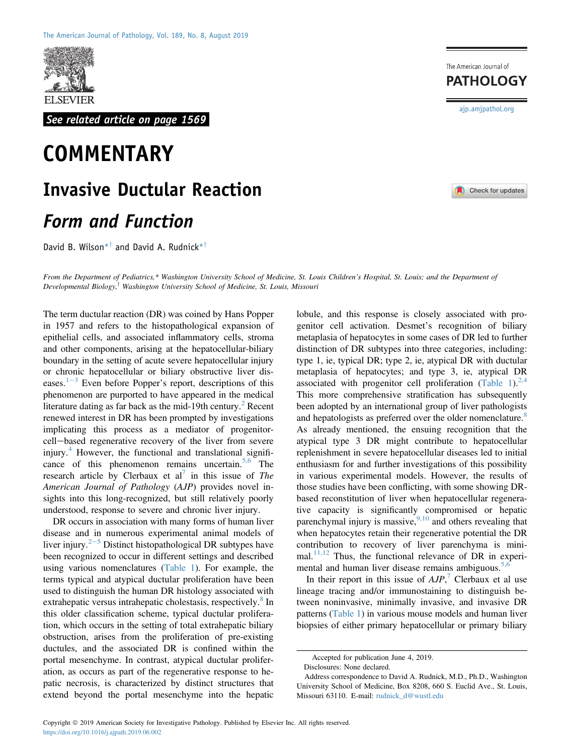See related article on page 1569

# COMMENTARY

## Invasive Ductular Reaction

## *Form and Function*

David B. Wilson[*†] and David A. Rudnick[*†]

*From the Department of Pediatrics,[*] Washington University School of Medicine, St. Louis Children's Hospital, St. Louis; and the Department of Developmental Biology,[†] Washington University School of Medicine, St. Louis, Missouri*

The term ductular reaction (DR) was coined by Hans Popper in 1957 and refers to the histopathological expansion of epithelial cells, and associated inflammatory cells, stroma and other components, arising at the hepatocellular-biliary boundary in the setting of acute severe hepatocellular injury or chronic hepatocellular or biliary obstructive liver diseases.[1–3] Even before Popper's report, descriptions of this phenomenon are purported to have appeared in the medical literature dating as far back as the mid-19th century.[2] Recent renewed interest in DR has been prompted by investigations implicating this process as a mediator of progenitor-cell–based regenerative recovery of the liver from severe injury.[4] However, the functional and translational significance of this phenomenon remains uncertain.[5,6] The research article by Clerbaux et al[7] in this issue of *The American Journal of Pathology* (*AJP*) provides novel insights into this long-recognized, but still relatively poorly understood, response to severe and chronic liver injury.

DR occurs in association with many forms of human liver disease and in numerous experimental animal models of liver injury.[2–5] Distinct histopathological DR subtypes have been recognized to occur in different settings and described using various nomenclatures (Table 1). For example, the terms typical and atypical ductular proliferation have been used to distinguish the human DR histology associated with extrahepatic versus intrahepatic cholestasis, respectively.[8] In this older classification scheme, typical ductular proliferation, which occurs in the setting of total extrahepatic biliary obstruction, arises from the proliferation of pre-existing ductules, and the associated DR is confined within the portal mesenchyme. In contrast, atypical ductular proliferation, as occurs as part of the regenerative response to hepatic necrosis, is characterized by distinct structures that extend beyond the portal mesenchyme into the hepatic lobule, and this response is closely associated with progenitor cell activation. Desmet's recognition of biliary metaplasia of hepatocytes in some cases of DR led to further distinction of DR subtypes into three categories, including: type 1, ie, typical DR; type 2, ie, atypical DR with ductular metaplasia of hepatocytes; and type 3, ie, atypical DR associated with progenitor cell proliferation (Table 1).[2,4] This more comprehensive stratification has subsequently been adopted by an international group of liver pathologists and hepatologists as preferred over the older nomenclature.[8] As already mentioned, the ensuing recognition that the atypical type 3 DR might contribute to hepatocellular replenishment in severe hepatocellular diseases led to initial enthusiasm for and further investigations of this possibility in various experimental models. However, the results of those studies have been conflicting, with some showing DR-based reconstitution of liver when hepatocellular regenerative capacity is significantly compromised or hepatic parenchymal injury is massive,[9,10] and others revealing that when hepatocytes retain their regenerative potential the DR contribution to recovery of liver parenchyma is minimal.[11,12] Thus, the functional relevance of DR in experimental and human liver disease remains ambiguous.[5,6]

In their report in this issue of *AJP*,[7] Clerbaux et al use lineage tracing and/or immunostaining to distinguish between noninvasive, minimally invasive, and invasive DR patterns (Table 1) in various mouse models and human liver biopsies of either primary hepatocellular or primary biliary

Accepted for publication June 4, 2019.

Disclosures: None declared.

Address correspondence to David A. Rudnick, M.D., Ph.D., Washington University School of Medicine, Box 8208, 660 S. Euclid Ave., St. Louis, Missouri 63110. E-mail: rudnick_d@wustl.edu

Copyright © 2019 American Society for Investigative Pathology. Published by Elsevier Inc. All rights reserved.
https://doi.org/10.1016/j.ajpath.2019.06.002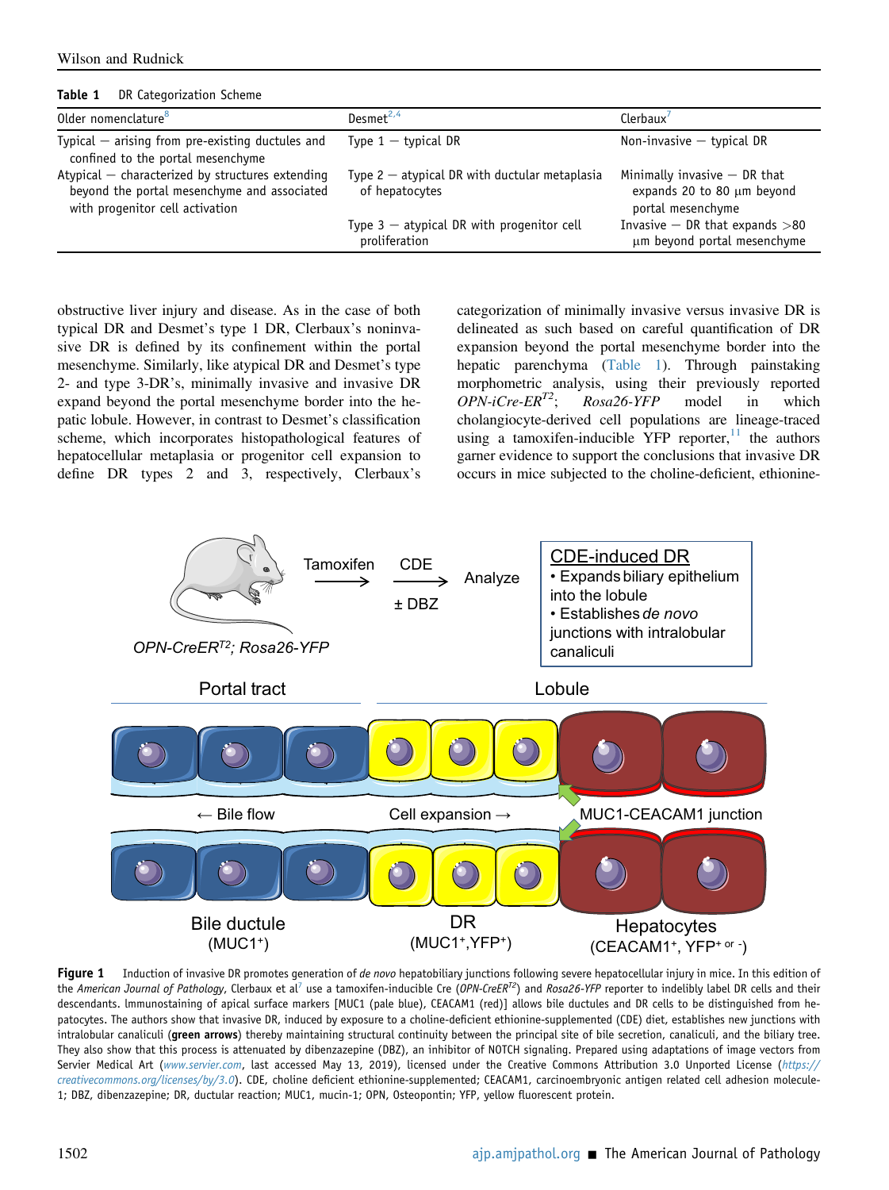**Table 1** DR Categorization Scheme

| Older nomenclature[8] | Desmet[2,4] | Clerbaux[7] |
|---|---|---|
| Typical — arising from pre-existing ductules and confined to the portal mesenchyme | Type 1 — typical DR | Non-invasive — typical DR |
| Atypical — characterized by structures extending beyond the portal mesenchyme and associated with progenitor cell activation | Type 2 — atypical DR with ductular metaplasia of hepatocytes | Minimally invasive — DR that expands 20 to 80 μm beyond portal mesenchyme |
| | Type 3 — atypical DR with progenitor cell proliferation | Invasive — DR that expands >80 μm beyond portal mesenchyme |

obstructive liver injury and disease. As in the case of both typical DR and Desmet's type 1 DR, Clerbaux's noninvasive DR is defined by its confinement within the portal mesenchyme. Similarly, like atypical DR and Desmet's type 2- and type 3-DR's, minimally invasive and invasive DR expand beyond the portal mesenchyme border into the hepatic lobule. However, in contrast to Desmet's classification scheme, which incorporates histopathological features of hepatocellular metaplasia or progenitor cell expansion to define DR types 2 and 3, respectively, Clerbaux's categorization of minimally invasive versus invasive DR is delineated as such based on careful quantification of DR expansion beyond the portal mesenchyme border into the hepatic parenchyma (Table 1). Through painstaking morphometric analysis, using their previously reported *OPN-iCre-ER*$^{T2}$; *Rosa26-YFP* model in which cholangiocyte-derived cell populations are lineage-traced using a tamoxifen-inducible YFP reporter,[11] the authors garner evidence to support the conclusions that invasive DR occurs in mice subjected to the choline-deficient, ethionine-

**Figure 1** Induction of invasive DR promotes generation of *de novo* hepatobiliary junctions following severe hepatocellular injury in mice. In this edition of the *American Journal of Pathology*, Clerbaux et al[7] use a tamoxifen-inducible Cre (*OPN-CreER*$^{T2}$) and *Rosa26-YFP* reporter to indelibly label DR cells and their descendants. Immunostaining of apical surface markers [MUC1 (pale blue), CEACAM1 (red)] allows bile ductules and DR cells to be distinguished from hepatocytes. The authors show that invasive DR, induced by exposure to a choline-deficient ethionine-supplemented (CDE) diet, establishes new junctions with intralobular canaliculi (**green arrows**) thereby maintaining structural continuity between the principal site of bile secretion, canaliculi, and the biliary tree. They also show that this process is attenuated by dibenzazepine (DBZ), an inhibitor of NOTCH signaling. Prepared using adaptations of image vectors from Servier Medical Art (*www.servier.com*, last accessed May 13, 2019), licensed under the Creative Commons Attribution 3.0 Unported License (*https://creativecommons.org/licenses/by/3.0*). CDE, choline deficient ethionine-supplemented; CEACAM1, carcinoembryonic antigen related cell adhesion molecule-1; DBZ, dibenzazepine; DR, ductular reaction; MUC1, mucin-1; OPN, Osteopontin; YFP, yellow fluorescent protein.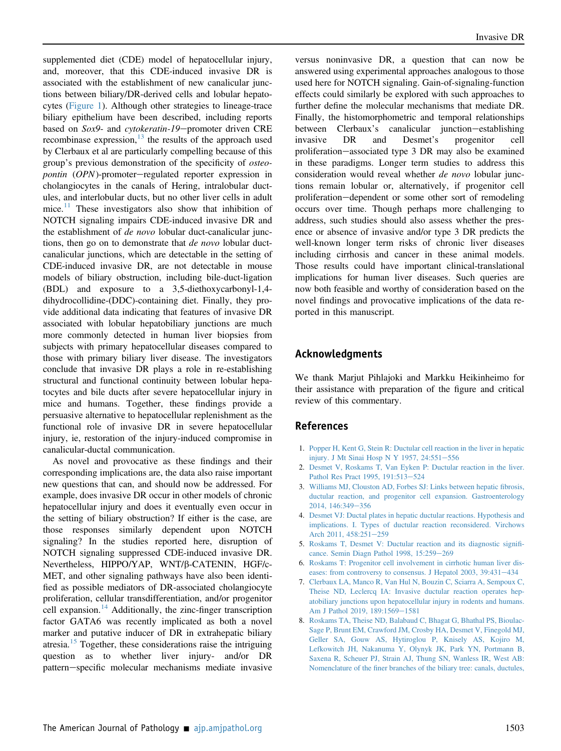supplemented diet (CDE) model of hepatocellular injury, and, moreover, that this CDE-induced invasive DR is associated with the establishment of new canalicular junctions between biliary/DR-derived cells and lobular hepatocytes (Figure 1). Although other strategies to lineage-trace biliary epithelium have been described, including reports based on *Sox9*- and *cytokeratin-19*−promoter driven CRE recombinase expression,[13] the results of the approach used by Clerbaux et al are particularly compelling because of this group's previous demonstration of the specificity of *osteopontin* (*OPN*)-promoter−regulated reporter expression in cholangiocytes in the canals of Hering, intralobular ductules, and interlobular ducts, but no other liver cells in adult mice.[11] These investigators also show that inhibition of NOTCH signaling impairs CDE-induced invasive DR and the establishment of *de novo* lobular duct-canalicular junctions, then go on to demonstrate that *de novo* lobular duct-canalicular junctions, which are detectable in the setting of CDE-induced invasive DR, are not detectable in mouse models of biliary obstruction, including bile-duct-ligation (BDL) and exposure to a 3,5-diethoxycarbonyl-1,4-dihydrocollidine-(DDC)-containing diet. Finally, they provide additional data indicating that features of invasive DR associated with lobular hepatobiliary junctions are much more commonly detected in human liver biopsies from subjects with primary hepatocellular diseases compared to those with primary biliary liver disease. The investigators conclude that invasive DR plays a role in re-establishing structural and functional continuity between lobular hepatocytes and bile ducts after severe hepatocellular injury in mice and humans. Together, these findings provide a persuasive alternative to hepatocellular replenishment as the functional role of invasive DR in severe hepatocellular injury, ie, restoration of the injury-induced compromise in canalicular-ductal communication.

As novel and provocative as these findings and their corresponding implications are, the data also raise important new questions that can, and should now be addressed. For example, does invasive DR occur in other models of chronic hepatocellular injury and does it eventually even occur in the setting of biliary obstruction? If either is the case, are those responses similarly dependent upon NOTCH signaling? In the studies reported here, disruption of NOTCH signaling suppressed CDE-induced invasive DR. Nevertheless, HIPPO/YAP, WNT/β-CATENIN, HGF/c-MET, and other signaling pathways have also been identified as possible mediators of DR-associated cholangiocyte proliferation, cellular transdifferentiation, and/or progenitor cell expansion.[14] Additionally, the zinc-finger transcription factor GATA6 was recently implicated as both a novel marker and putative inducer of DR in extrahepatic biliary atresia.[15] Together, these considerations raise the intriguing question as to whether liver injury- and/or DR pattern−specific molecular mechanisms mediate invasive versus noninvasive DR, a question that can now be answered using experimental approaches analogous to those used here for NOTCH signaling. Gain-of-signaling-function effects could similarly be explored with such approaches to further define the molecular mechanisms that mediate DR. Finally, the histomorphometric and temporal relationships between Clerbaux's canalicular junction−establishing invasive DR and Desmet's progenitor cell proliferation−associated type 3 DR may also be examined in these paradigms. Longer term studies to address this consideration would reveal whether *de novo* lobular junctions remain lobular or, alternatively, if progenitor cell proliferation−dependent or some other sort of remodeling occurs over time. Though perhaps more challenging to address, such studies should also assess whether the presence or absence of invasive and/or type 3 DR predicts the well-known longer term risks of chronic liver diseases including cirrhosis and cancer in these animal models. Those results could have important clinical-translational implications for human liver diseases. Such queries are now both feasible and worthy of consideration based on the novel findings and provocative implications of the data reported in this manuscript.

## Acknowledgments

We thank Marjut Pihlajoki and Markku Heikinheimo for their assistance with preparation of the figure and critical review of this commentary.

## References

1. Popper H, Kent G, Stein R: Ductular cell reaction in the liver in hepatic injury. J Mt Sinai Hosp N Y 1957, 24:551−556
2. Desmet V, Roskams T, Van Eyken P: Ductular reaction in the liver. Pathol Res Pract 1995, 191:513−524
3. Williams MJ, Clouston AD, Forbes SJ: Links between hepatic fibrosis, ductular reaction, and progenitor cell expansion. Gastroenterology 2014, 146:349−356
4. Desmet VJ: Ductal plates in hepatic ductular reactions. Hypothesis and implications. I. Types of ductular reaction reconsidered. Virchows Arch 2011, 458:251−259
5. Roskams T, Desmet V: Ductular reaction and its diagnostic significance. Semin Diagn Pathol 1998, 15:259−269
6. Roskams T: Progenitor cell involvement in cirrhotic human liver diseases: from controversy to consensus. J Hepatol 2003, 39:431−434
7. Clerbaux LA, Manco R, Van Hul N, Bouzin C, Sciarra A, Sempoux C, Theise ND, Leclercq IA: Invasive ductular reaction operates hepatobiliary junctions upon hepatocellular injury in rodents and humans. Am J Pathol 2019, 189:1569−1581
8. Roskams TA, Theise ND, Balabaud C, Bhagat G, Bhathal PS, Bioulac-Sage P, Brunt EM, Crawford JM, Crosby HA, Desmet V, Finegold MJ, Geller SA, Gouw AS, Hytiroglou P, Knisely AS, Kojiro M, Lefkowitch JH, Nakanuma Y, Olynyk JK, Park YN, Portmann B, Saxena R, Scheuer PJ, Strain AJ, Thung SN, Wanless IR, West AB: Nomenclature of the finer branches of the biliary tree: canals, ductules,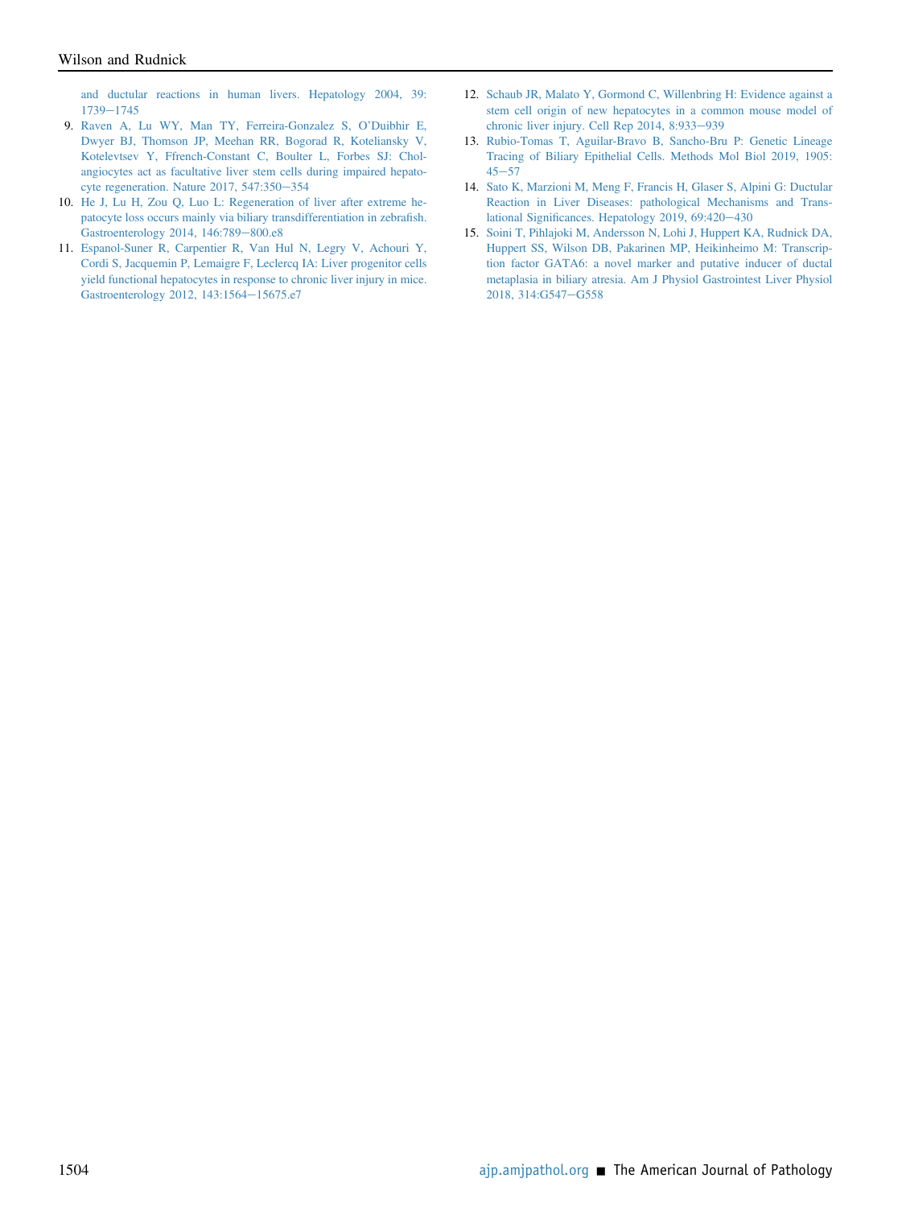and ductular reactions in human livers. Hepatology 2004, 39: 1739−1745

9. Raven A, Lu WY, Man TY, Ferreira-Gonzalez S, O'Duibhir E, Dwyer BJ, Thomson JP, Meehan RR, Bogorad R, Koteliansky V, Kotelevtsev Y, Ffrench-Constant C, Boulter L, Forbes SJ: Cholangiocytes act as facultative liver stem cells during impaired hepatocyte regeneration. Nature 2017, 547:350−354
10. He J, Lu H, Zou Q, Luo L: Regeneration of liver after extreme hepatocyte loss occurs mainly via biliary transdifferentiation in zebrafish. Gastroenterology 2014, 146:789−800.e8
11. Espanol-Suner R, Carpentier R, Van Hul N, Legry V, Achouri Y, Cordi S, Jacquemin P, Lemaigre F, Leclercq IA: Liver progenitor cells yield functional hepatocytes in response to chronic liver injury in mice. Gastroenterology 2012, 143:1564−15675.e7
12. Schaub JR, Malato Y, Gormond C, Willenbring H: Evidence against a stem cell origin of new hepatocytes in a common mouse model of chronic liver injury. Cell Rep 2014, 8:933−939
13. Rubio-Tomas T, Aguilar-Bravo B, Sancho-Bru P: Genetic Lineage Tracing of Biliary Epithelial Cells. Methods Mol Biol 2019, 1905: 45−57
14. Sato K, Marzioni M, Meng F, Francis H, Glaser S, Alpini G: Ductular Reaction in Liver Diseases: pathological Mechanisms and Translational Significances. Hepatology 2019, 69:420−430
15. Soini T, Pihlajoki M, Andersson N, Lohi J, Huppert KA, Rudnick DA, Huppert SS, Wilson DB, Pakarinen MP, Heikinheimo M: Transcription factor GATA6: a novel marker and putative inducer of ductal metaplasia in biliary atresia. Am J Physiol Gastrointest Liver Physiol 2018, 314:G547−G558